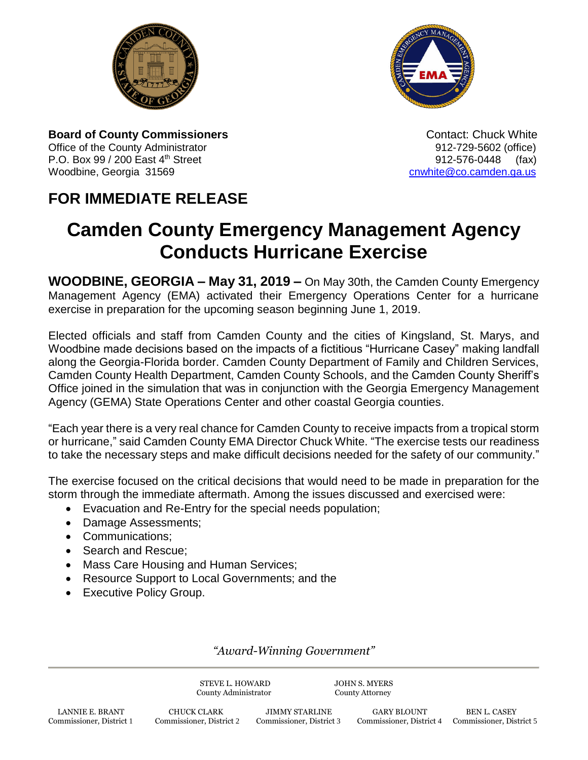**Board of County Commissioners**
Office of the County Administrator
P.O. Box 99 / 200 East 4th Street
Woodbine, Georgia 31569

Contact: Chuck White
912-729-5602 (office)
912-576-0448 (fax)
cnwhite@co.camden.ga.us

## FOR IMMEDIATE RELEASE

# Camden County Emergency Management Agency Conducts Hurricane Exercise

**WOODBINE, GEORGIA – May 31, 2019 –** On May 30th, the Camden County Emergency Management Agency (EMA) activated their Emergency Operations Center for a hurricane exercise in preparation for the upcoming season beginning June 1, 2019.

Elected officials and staff from Camden County and the cities of Kingsland, St. Marys, and Woodbine made decisions based on the impacts of a fictitious "Hurricane Casey" making landfall along the Georgia-Florida border. Camden County Department of Family and Children Services, Camden County Health Department, Camden County Schools, and the Camden County Sheriff's Office joined in the simulation that was in conjunction with the Georgia Emergency Management Agency (GEMA) State Operations Center and other coastal Georgia counties.

"Each year there is a very real chance for Camden County to receive impacts from a tropical storm or hurricane," said Camden County EMA Director Chuck White. "The exercise tests our readiness to take the necessary steps and make difficult decisions needed for the safety of our community."

The exercise focused on the critical decisions that would need to be made in preparation for the storm through the immediate aftermath. Among the issues discussed and exercised were:

- Evacuation and Re-Entry for the special needs population;
- Damage Assessments;
- Communications;
- Search and Rescue;
- Mass Care Housing and Human Services;
- Resource Support to Local Governments; and the
- Executive Policy Group.

*"Award-Winning Government"*

STEVE L. HOWARD, County Administrator
JOHN S. MYERS, County Attorney

LANNIE E. BRANT, Commissioner, District 1
CHUCK CLARK, Commissioner, District 2
JIMMY STARLINE, Commissioner, District 3
GARY BLOUNT, Commissioner, District 4
BEN L. CASEY, Commissioner, District 5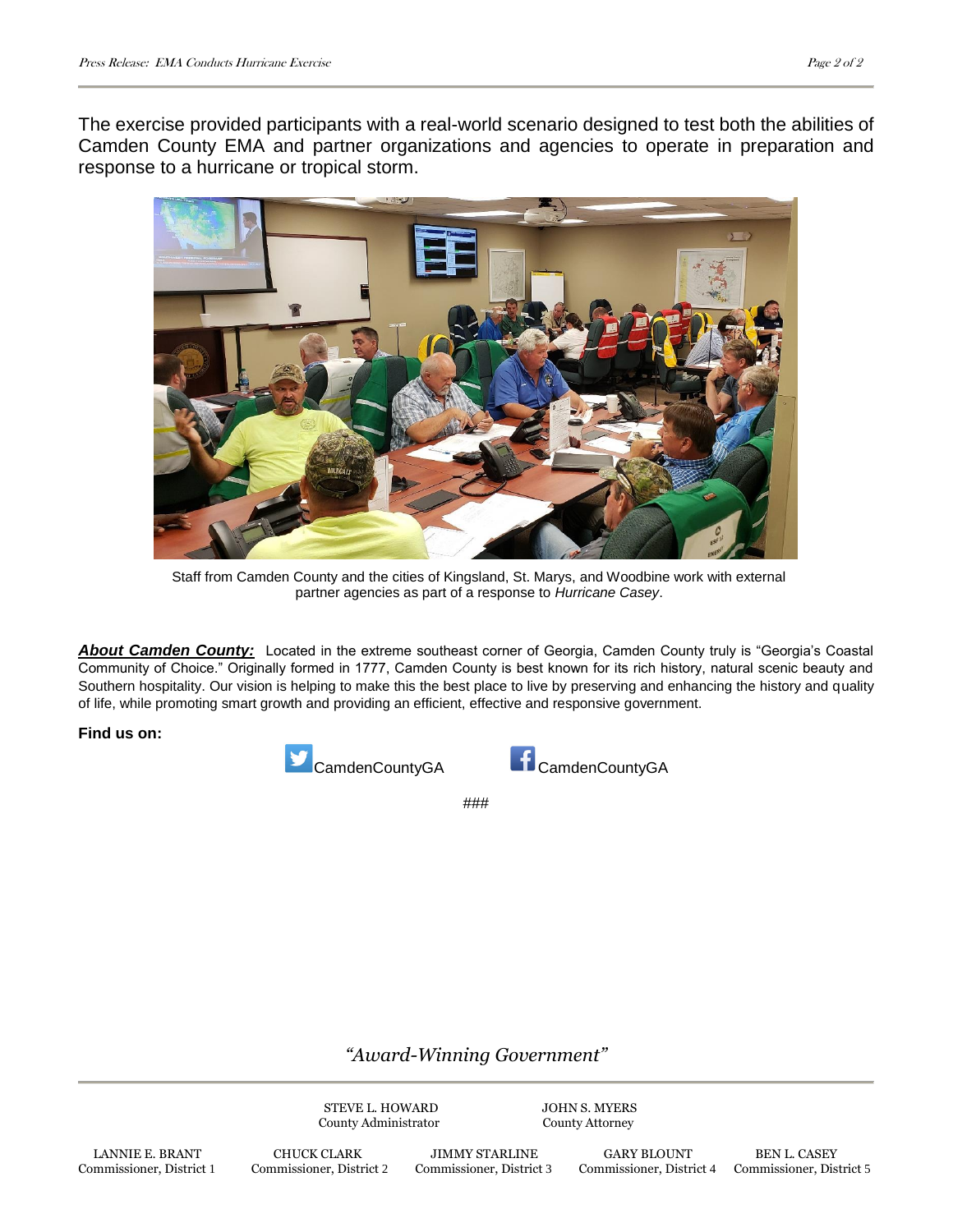The exercise provided participants with a real-world scenario designed to test both the abilities of Camden County EMA and partner organizations and agencies to operate in preparation and response to a hurricane or tropical storm.

Staff from Camden County and the cities of Kingsland, St. Marys, and Woodbine work with external partner agencies as part of a response to *Hurricane Casey*.

***About Camden County:*** Located in the extreme southeast corner of Georgia, Camden County truly is “Georgia’s Coastal Community of Choice.” Originally formed in 1777, Camden County is best known for its rich history, natural scenic beauty and Southern hospitality. Our vision is helping to make this the best place to live by preserving and enhancing the history and quality of life, while promoting smart growth and providing an efficient, effective and responsive government.

**Find us on:**

CamdenCountyGA CamdenCountyGA

###

*“Award-Winning Government”*

STEVE L. HOWARD
County Administrator

JOHN S. MYERS
County Attorney

LANNIE E. BRANT
Commissioner, District 1

CHUCK CLARK
Commissioner, District 2

JIMMY STARLINE
Commissioner, District 3

GARY BLOUNT
Commissioner, District 4

BEN L. CASEY
Commissioner, District 5